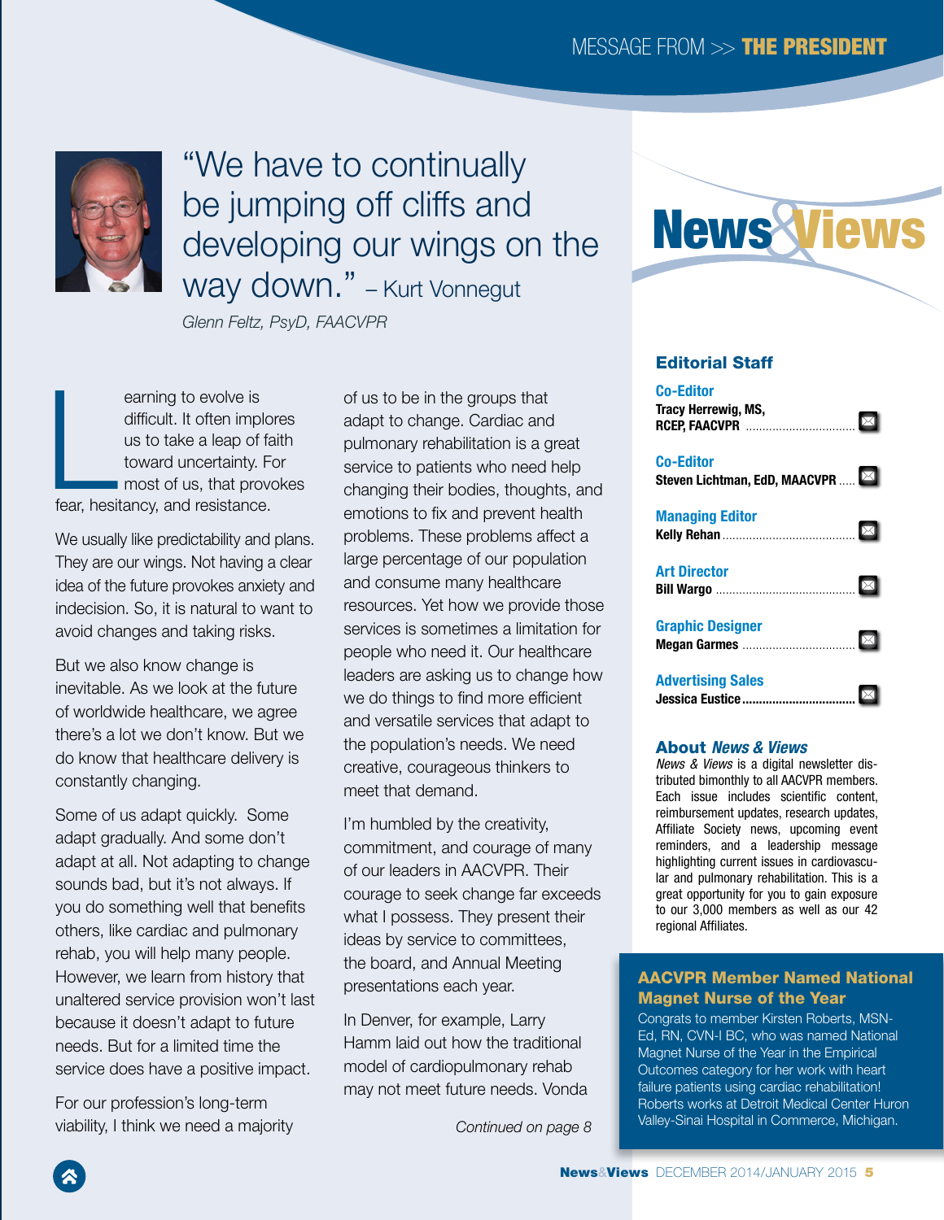# MESSAGE FROM >> THE PRESIDENT

## "We have to continually be jumping off cliffs and developing our wings on the way down." – Kurt Vonnegut

*Glenn Feltz, PsyD, FAACVPR*

Learning to evolve is difficult. It often implores us to take a leap of faith toward uncertainty. For most of us, that provokes fear, hesitancy, and resistance.

We usually like predictability and plans. They are our wings. Not having a clear idea of the future provokes anxiety and indecision. So, it is natural to want to avoid changes and taking risks.

But we also know change is inevitable. As we look at the future of worldwide healthcare, we agree there's a lot we don't know. But we do know that healthcare delivery is constantly changing.

Some of us adapt quickly. Some adapt gradually. And some don't adapt at all. Not adapting to change sounds bad, but it's not always. If you do something well that benefits others, like cardiac and pulmonary rehab, you will help many people. However, we learn from history that unaltered service provision won't last because it doesn't adapt to future needs. But for a limited time the service does have a positive impact.

For our profession's long-term viability, I think we need a majority of us to be in the groups that adapt to change. Cardiac and pulmonary rehabilitation is a great service to patients who need help changing their bodies, thoughts, and emotions to fix and prevent health problems. These problems affect a large percentage of our population and consume many healthcare resources. Yet how we provide those services is sometimes a limitation for people who need it. Our healthcare leaders are asking us to change how we do things to find more efficient and versatile services that adapt to the population's needs. We need creative, courageous thinkers to meet that demand.

I'm humbled by the creativity, commitment, and courage of many of our leaders in AACVPR. Their courage to seek change far exceeds what I possess. They present their ideas by service to committees, the board, and Annual Meeting presentations each year.

In Denver, for example, Larry Hamm laid out how the traditional model of cardiopulmonary rehab may not meet future needs. Vonda

*Continued on page 8*

# News&Views

## Editorial Staff

**Co-Editor**
Tracy Herrewig, MS, RCEP, FAACVPR

**Co-Editor**
Steven Lichtman, EdD, MAACVPR

**Managing Editor**
Kelly Rehan

**Art Director**
Bill Wargo

**Graphic Designer**
Megan Garmes

**Advertising Sales**
Jessica Eustice

## About *News & Views*

*News & Views* is a digital newsletter distributed bimonthly to all AACVPR members. Each issue includes scientific content, reimbursement updates, research updates, Affiliate Society news, upcoming event reminders, and a leadership message highlighting current issues in cardiovascular and pulmonary rehabilitation. This is a great opportunity for you to gain exposure to our 3,000 members as well as our 42 regional Affiliates.

## AACVPR Member Named National Magnet Nurse of the Year

Congrats to member Kirsten Roberts, MSN-Ed, RN, CVN-I BC, who was named National Magnet Nurse of the Year in the Empirical Outcomes category for her work with heart failure patients using cardiac rehabilitation! Roberts works at Detroit Medical Center Huron Valley-Sinai Hospital in Commerce, Michigan.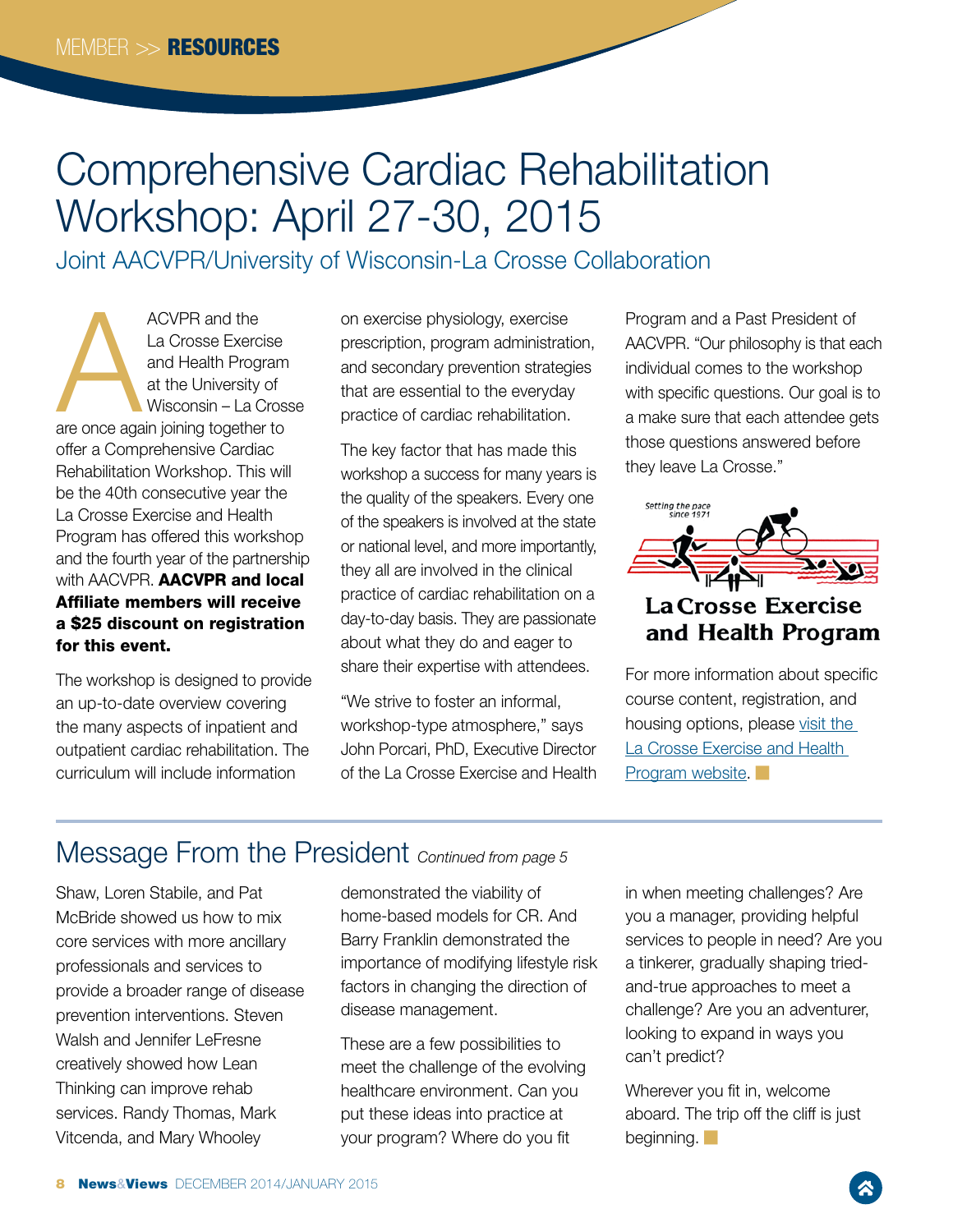# Comprehensive Cardiac Rehabilitation Workshop: April 27-30, 2015

## Joint AACVPR/University of Wisconsin-La Crosse Collaboration

AACVPR and the La Crosse Exercise and Health Program at the University of Wisconsin – La Crosse are once again joining together to offer a Comprehensive Cardiac Rehabilitation Workshop. This will be the 40th consecutive year the La Crosse Exercise and Health Program has offered this workshop and the fourth year of the partnership with AACVPR. **AACVPR and local Affiliate members will receive a $25 discount on registration for this event.**

The workshop is designed to provide an up-to-date overview covering the many aspects of inpatient and outpatient cardiac rehabilitation. The curriculum will include information on exercise physiology, exercise prescription, program administration, and secondary prevention strategies that are essential to the everyday practice of cardiac rehabilitation.

The key factor that has made this workshop a success for many years is the quality of the speakers. Every one of the speakers is involved at the state or national level, and more importantly, they all are involved in the clinical practice of cardiac rehabilitation on a day-to-day basis. They are passionate about what they do and eager to share their expertise with attendees.

"We strive to foster an informal, workshop-type atmosphere," says John Porcari, PhD, Executive Director of the La Crosse Exercise and Health Program and a Past President of AACVPR. "Our philosophy is that each individual comes to the workshop with specific questions. Our goal is to a make sure that each attendee gets those questions answered before they leave La Crosse."

Setting the pace since 1971

**La Crosse Exercise and Health Program**

For more information about specific course content, registration, and housing options, please [visit the La Crosse Exercise and Health Program website](#).

## Message From the President *Continued from page 5*

Shaw, Loren Stabile, and Pat McBride showed us how to mix core services with more ancillary professionals and services to provide a broader range of disease prevention interventions. Steven Walsh and Jennifer LeFresne creatively showed how Lean Thinking can improve rehab services. Randy Thomas, Mark Vitcenda, and Mary Whooley demonstrated the viability of home-based models for CR. And Barry Franklin demonstrated the importance of modifying lifestyle risk factors in changing the direction of disease management.

These are a few possibilities to meet the challenge of the evolving healthcare environment. Can you put these ideas into practice at your program? Where do you fit in when meeting challenges? Are you a manager, providing helpful services to people in need? Are you a tinkerer, gradually shaping tried-and-true approaches to meet a challenge? Are you an adventurer, looking to expand in ways you can't predict?

Wherever you fit in, welcome aboard. The trip off the cliff is just beginning.